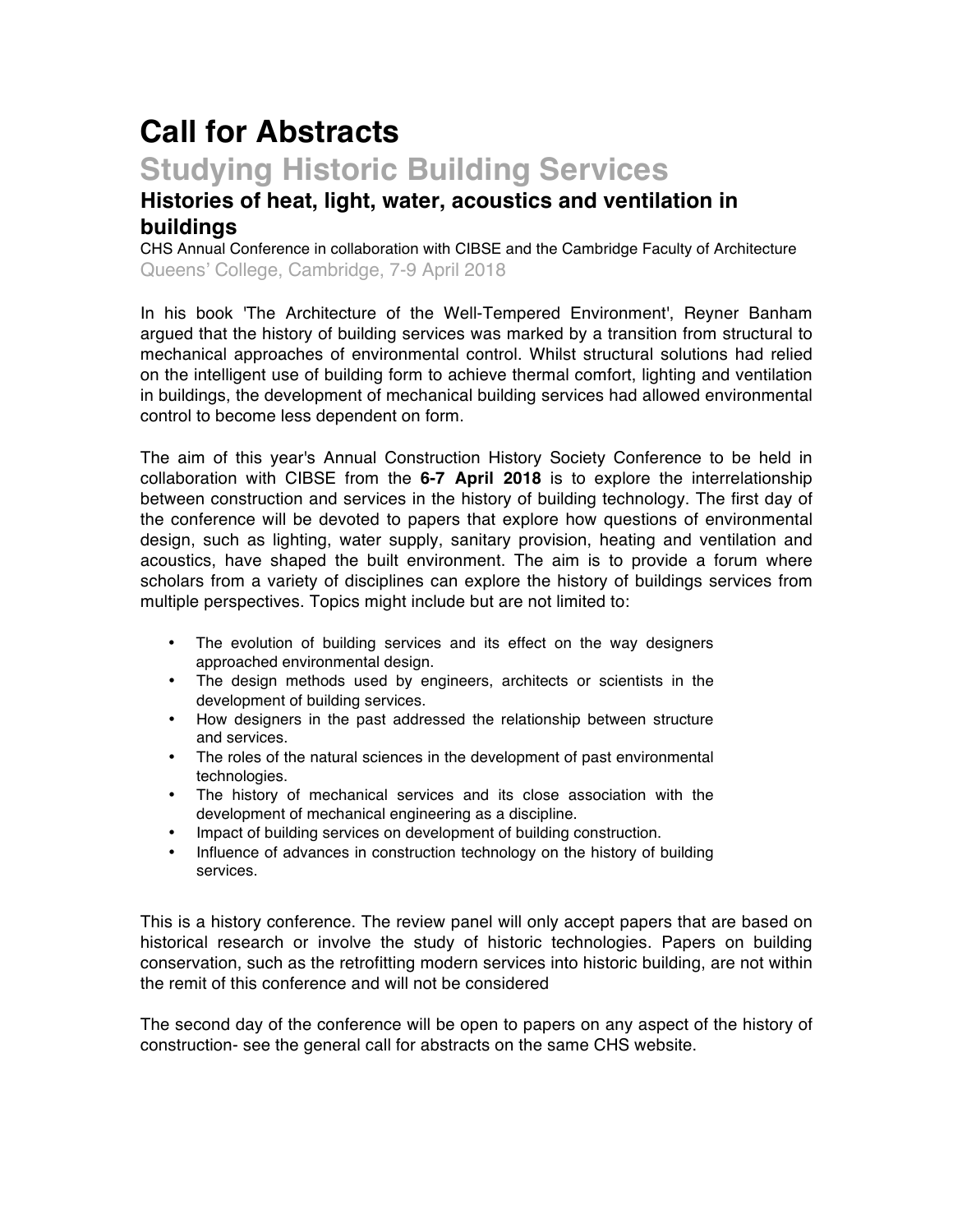# Call for Abstracts

## Studying Historic Building Services

### Histories of heat, light, water, acoustics and ventilation in buildings

CHS Annual Conference in collaboration with CIBSE and the Cambridge Faculty of Architecture
Queens' College, Cambridge, 7-9 April 2018

In his book 'The Architecture of the Well-Tempered Environment', Reyner Banham argued that the history of building services was marked by a transition from structural to mechanical approaches of environmental control. Whilst structural solutions had relied on the intelligent use of building form to achieve thermal comfort, lighting and ventilation in buildings, the development of mechanical building services had allowed environmental control to become less dependent on form.

The aim of this year's Annual Construction History Society Conference to be held in collaboration with CIBSE from the **6-7 April 2018** is to explore the interrelationship between construction and services in the history of building technology. The first day of the conference will be devoted to papers that explore how questions of environmental design, such as lighting, water supply, sanitary provision, heating and ventilation and acoustics, have shaped the built environment. The aim is to provide a forum where scholars from a variety of disciplines can explore the history of buildings services from multiple perspectives. Topics might include but are not limited to:

- The evolution of building services and its effect on the way designers approached environmental design.
- The design methods used by engineers, architects or scientists in the development of building services.
- How designers in the past addressed the relationship between structure and services.
- The roles of the natural sciences in the development of past environmental technologies.
- The history of mechanical services and its close association with the development of mechanical engineering as a discipline.
- Impact of building services on development of building construction.
- Influence of advances in construction technology on the history of building services.

This is a history conference. The review panel will only accept papers that are based on historical research or involve the study of historic technologies. Papers on building conservation, such as the retrofitting modern services into historic building, are not within the remit of this conference and will not be considered

The second day of the conference will be open to papers on any aspect of the history of construction- see the general call for abstracts on the same CHS website.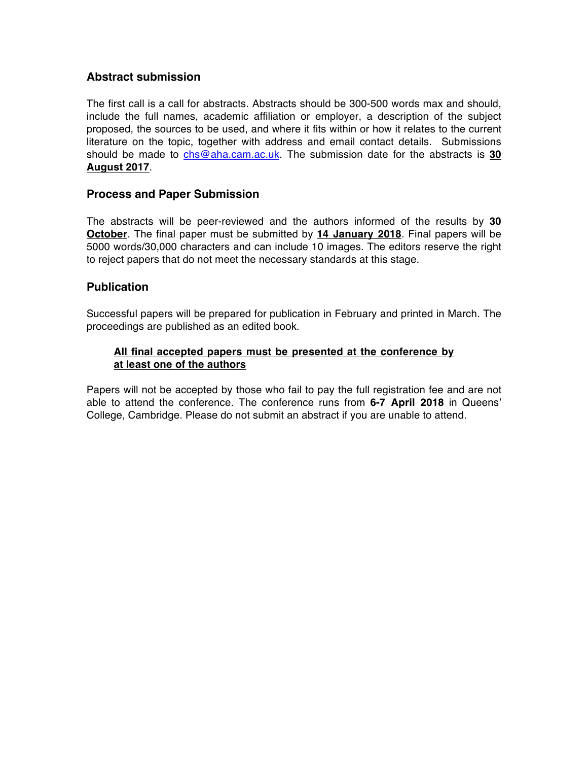## Abstract submission

The first call is a call for abstracts. Abstracts should be 300-500 words max and should, include the full names, academic affiliation or employer, a description of the subject proposed, the sources to be used, and where it fits within or how it relates to the current literature on the topic, together with address and email contact details. Submissions should be made to chs@aha.cam.ac.uk. The submission date for the abstracts is **30 August 2017**.

## Process and Paper Submission

The abstracts will be peer-reviewed and the authors informed of the results by **30 October**. The final paper must be submitted by **14 January 2018**. Final papers will be 5000 words/30,000 characters and can include 10 images. The editors reserve the right to reject papers that do not meet the necessary standards at this stage.

## Publication

Successful papers will be prepared for publication in February and printed in March. The proceedings are published as an edited book.

**All final accepted papers must be presented at the conference by at least one of the authors**

Papers will not be accepted by those who fail to pay the full registration fee and are not able to attend the conference. The conference runs from **6-7 April 2018** in Queens' College, Cambridge. Please do not submit an abstract if you are unable to attend.